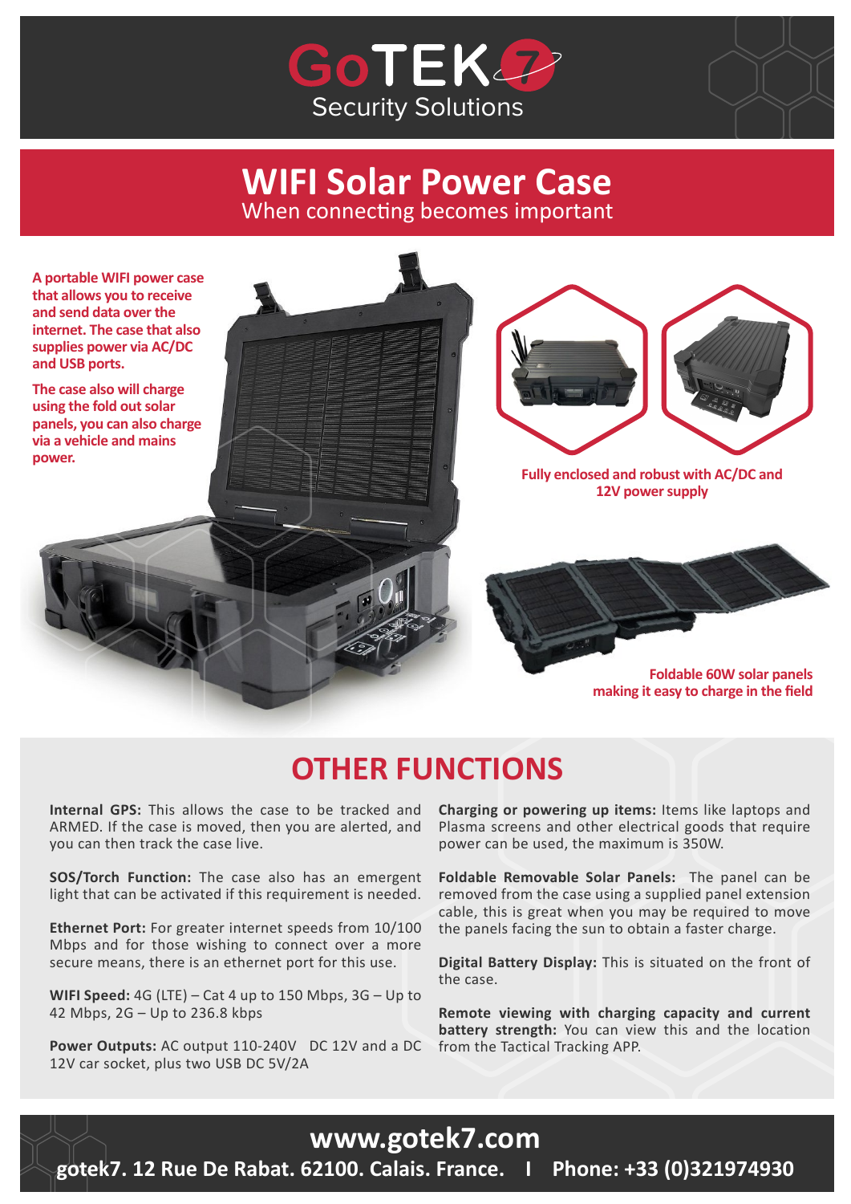GoTEK7
Security Solutions

# WIFI Solar Power Case

When connecting becomes important

**A portable WIFI power case that allows you to receive and send data over the internet. The case that also supplies power via AC/DC and USB ports.**

**The case also will charge using the fold out solar panels, you can also charge via a vehicle and mains power.**

**Fully enclosed and robust with AC/DC and 12V power supply**

**Foldable 60W solar panels making it easy to charge in the field**

## OTHER FUNCTIONS

**Internal GPS:** This allows the case to be tracked and ARMED. If the case is moved, then you are alerted, and you can then track the case live.

**SOS/Torch Function:** The case also has an emergent light that can be activated if this requirement is needed.

**Ethernet Port:** For greater internet speeds from 10/100 Mbps and for those wishing to connect over a more secure means, there is an ethernet port for this use.

**WIFI Speed:** 4G (LTE) – Cat 4 up to 150 Mbps, 3G – Up to 42 Mbps, 2G – Up to 236.8 kbps

**Power Outputs:** AC output 110-240V DC 12V and a DC 12V car socket, plus two USB DC 5V/2A

**Charging or powering up items:** Items like laptops and Plasma screens and other electrical goods that require power can be used, the maximum is 350W.

**Foldable Removable Solar Panels:** The panel can be removed from the case using a supplied panel extension cable, this is great when you may be required to move the panels facing the sun to obtain a faster charge.

**Digital Battery Display:** This is situated on the front of the case.

**Remote viewing with charging capacity and current battery strength:** You can view this and the location from the Tactical Tracking APP.

**www.gotek7.com**

**gotek7. 12 Rue De Rabat. 62100. Calais. France. I Phone: +33 (0)321974930**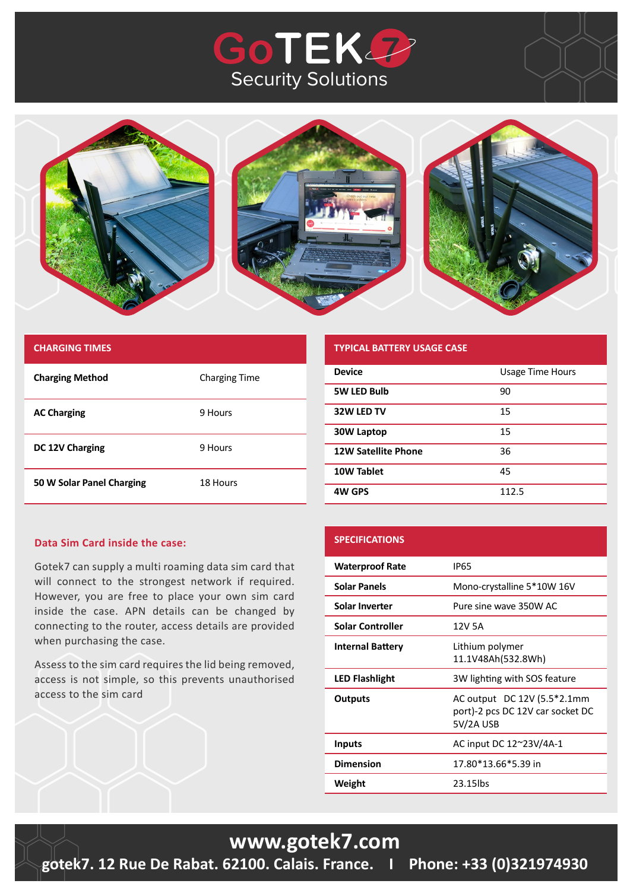# GoTEK7 Security Solutions

## CHARGING TIMES

| Charging Method | Charging Time |
| --- | --- |
| AC Charging | 9 Hours |
| DC 12V Charging | 9 Hours |
| 50 W Solar Panel Charging | 18 Hours |

## TYPICAL BATTERY USAGE CASE

| Device | Usage Time Hours |
| --- | --- |
| 5W LED Bulb | 90 |
| 32W LED TV | 15 |
| 30W Laptop | 15 |
| 12W Satellite Phone | 36 |
| 10W Tablet | 45 |
| 4W GPS | 112.5 |

### Data Sim Card inside the case:

Gotek7 can supply a multi roaming data sim card that will connect to the strongest network if required. However, you are free to place your own sim card inside the case. APN details can be changed by connecting to the router, access details are provided when purchasing the case.

Assess to the sim card requires the lid being removed, access is not simple, so this prevents unauthorised access to the sim card

## SPECIFICATIONS

| | |
| --- | --- |
| Waterproof Rate | IP65 |
| Solar Panels | Mono-crystalline 5*10W 16V |
| Solar Inverter | Pure sine wave 350W AC |
| Solar Controller | 12V 5A |
| Internal Battery | Lithium polymer 11.1V48Ah(532.8Wh) |
| LED Flashlight | 3W lighting with SOS feature |
| Outputs | AC output DC 12V (5.5*2.1mm port)-2 pcs DC 12V car socket DC 5V/2A USB |
| Inputs | AC input DC 12~23V/4A-1 |
| Dimension | 17.80*13.66*5.39 in |
| Weight | 23.15lbs |

**www.gotek7.com**

**gotek7. 12 Rue De Rabat. 62100. Calais. France. I Phone: +33 (0)321974930**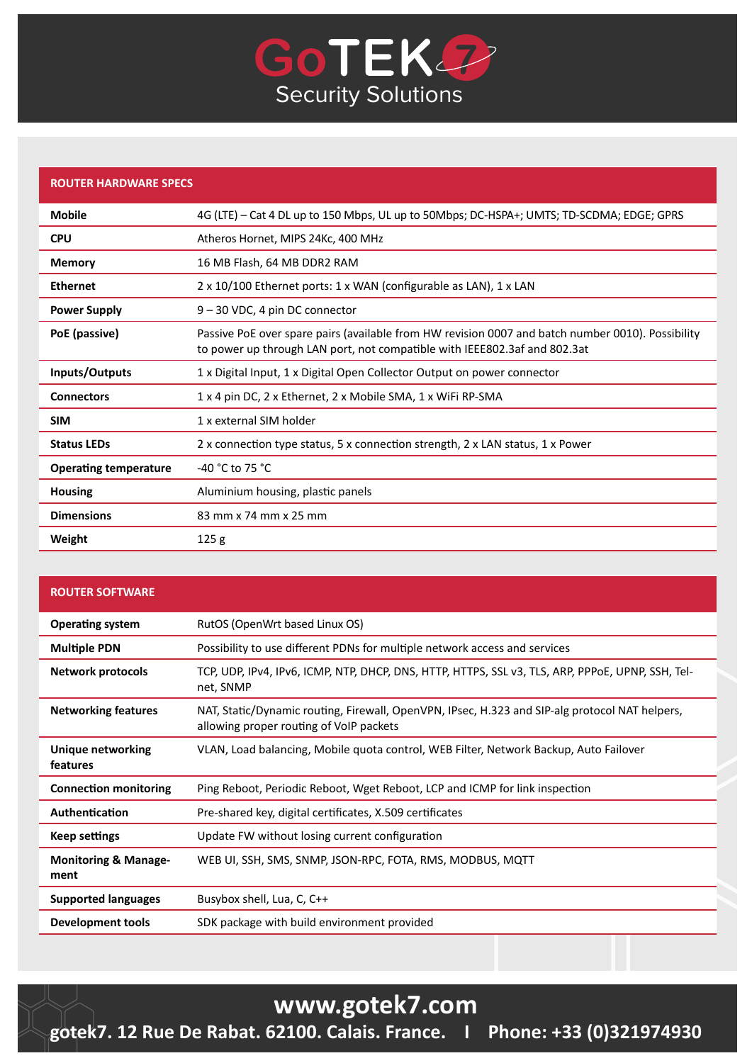# GoTEK7 Security Solutions

## ROUTER HARDWARE SPECS

| | |
|---|---|
| **Mobile** | 4G (LTE) – Cat 4 DL up to 150 Mbps, UL up to 50Mbps; DC-HSPA+; UMTS; TD-SCDMA; EDGE; GPRS |
| **CPU** | Atheros Hornet, MIPS 24Kc, 400 MHz |
| **Memory** | 16 MB Flash, 64 MB DDR2 RAM |
| **Ethernet** | 2 x 10/100 Ethernet ports: 1 x WAN (configurable as LAN), 1 x LAN |
| **Power Supply** | 9 – 30 VDC, 4 pin DC connector |
| **PoE (passive)** | Passive PoE over spare pairs (available from HW revision 0007 and batch number 0010). Possibility to power up through LAN port, not compatible with IEEE802.3af and 802.3at |
| **Inputs/Outputs** | 1 x Digital Input, 1 x Digital Open Collector Output on power connector |
| **Connectors** | 1 x 4 pin DC, 2 x Ethernet, 2 x Mobile SMA, 1 x WiFi RP-SMA |
| **SIM** | 1 x external SIM holder |
| **Status LEDs** | 2 x connection type status, 5 x connection strength, 2 x LAN status, 1 x Power |
| **Operating temperature** | -40 °C to 75 °C |
| **Housing** | Aluminium housing, plastic panels |
| **Dimensions** | 83 mm x 74 mm x 25 mm |
| **Weight** | 125 g |

## ROUTER SOFTWARE

| | |
|---|---|
| **Operating system** | RutOS (OpenWrt based Linux OS) |
| **Multiple PDN** | Possibility to use different PDNs for multiple network access and services |
| **Network protocols** | TCP, UDP, IPv4, IPv6, ICMP, NTP, DHCP, DNS, HTTP, HTTPS, SSL v3, TLS, ARP, PPPoE, UPNP, SSH, Telnet, SNMP |
| **Networking features** | NAT, Static/Dynamic routing, Firewall, OpenVPN, IPsec, H.323 and SIP-alg protocol NAT helpers, allowing proper routing of VoIP packets |
| **Unique networking features** | VLAN, Load balancing, Mobile quota control, WEB Filter, Network Backup, Auto Failover |
| **Connection monitoring** | Ping Reboot, Periodic Reboot, Wget Reboot, LCP and ICMP for link inspection |
| **Authentication** | Pre-shared key, digital certificates, X.509 certificates |
| **Keep settings** | Update FW without losing current configuration |
| **Monitoring & Management** | WEB UI, SSH, SMS, SNMP, JSON-RPC, FOTA, RMS, MODBUS, MQTT |
| **Supported languages** | Busybox shell, Lua, C, C++ |
| **Development tools** | SDK package with build environment provided |

**www.gotek7.com**

**gotek7. 12 Rue De Rabat. 62100. Calais. France. I Phone: +33 (0)321974930**